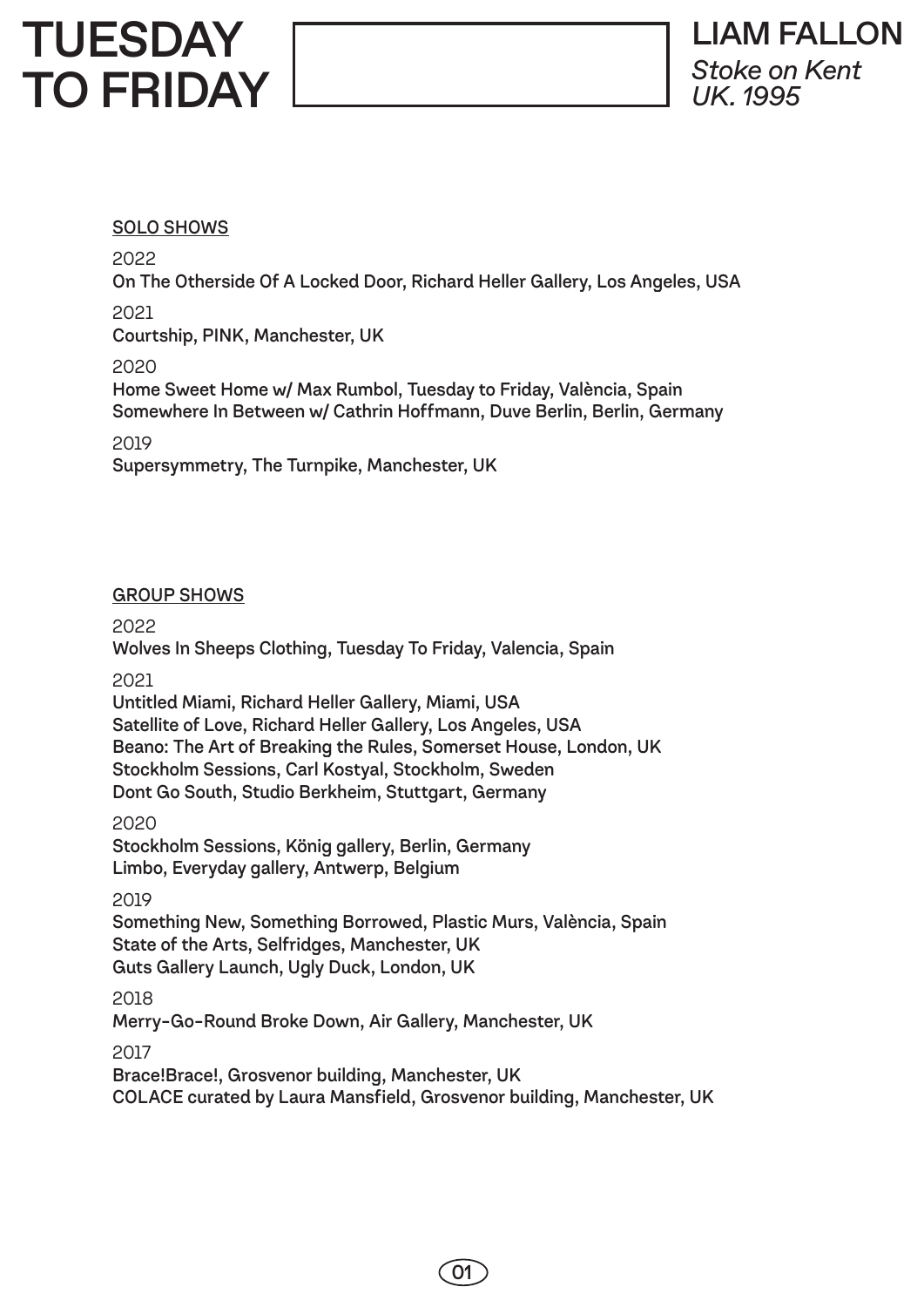# TUESDAY TO FRIDAY

## LIAM FALLON

*Stoke on Kent*
*UK. 1995*

### SOLO SHOWS

2022

On The Otherside Of A Locked Door, Richard Heller Gallery, Los Angeles, USA

2021

Courtship, PINK, Manchester, UK

2020

Home Sweet Home w/ Max Rumbol, Tuesday to Friday, València, Spain
Somewhere In Between w/ Cathrin Hoffmann, Duve Berlin, Berlin, Germany

2019

Supersymmetry, The Turnpike, Manchester, UK

### GROUP SHOWS

2022

Wolves In Sheeps Clothing, Tuesday To Friday, Valencia, Spain

2021

Untitled Miami, Richard Heller Gallery, Miami, USA
Satellite of Love, Richard Heller Gallery, Los Angeles, USA
Beano: The Art of Breaking the Rules, Somerset House, London, UK
Stockholm Sessions, Carl Kostyal, Stockholm, Sweden
Dont Go South, Studio Berkheim, Stuttgart, Germany

2020

Stockholm Sessions, König gallery, Berlin, Germany
Limbo, Everyday gallery, Antwerp, Belgium

2019

Something New, Something Borrowed, Plastic Murs, València, Spain
State of the Arts, Selfridges, Manchester, UK
Guts Gallery Launch, Ugly Duck, London, UK

2018

Merry-Go-Round Broke Down, Air Gallery, Manchester, UK

2017

Brace!Brace!, Grosvenor building, Manchester, UK
COLACE curated by Laura Mansfield, Grosvenor building, Manchester, UK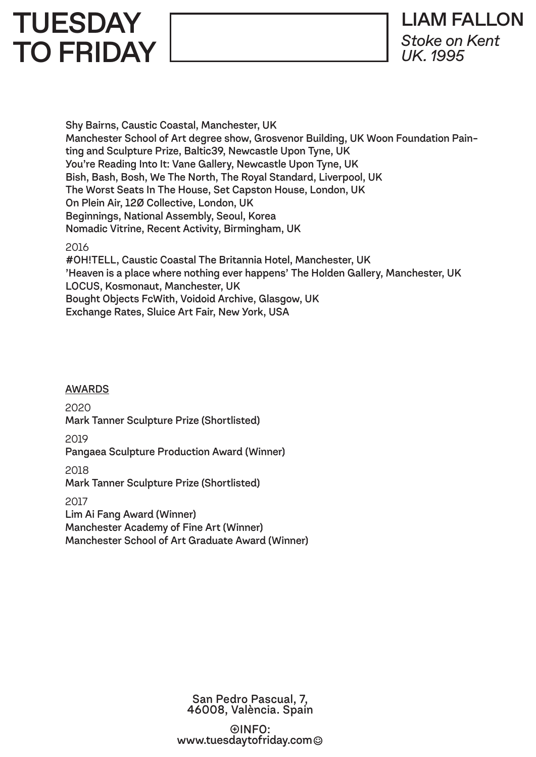# TUESDAY TO FRIDAY

## LIAM FALLON

*Stoke on Kent UK. 1995*

Shy Bairns, Caustic Coastal, Manchester, UK
Manchester School of Art degree show, Grosvenor Building, UK Woon Foundation Painting and Sculpture Prize, Baltic39, Newcastle Upon Tyne, UK
You're Reading Into It: Vane Gallery, Newcastle Upon Tyne, UK
Bish, Bash, Bosh, We The North, The Royal Standard, Liverpool, UK
The Worst Seats In The House, Set Capston House, London, UK
On Plein Air, 12Ø Collective, London, UK
Beginnings, National Assembly, Seoul, Korea
Nomadic Vitrine, Recent Activity, Birmingham, UK

2016
#OH!TELL, Caustic Coastal The Britannia Hotel, Manchester, UK
'Heaven is a place where nothing ever happens' The Holden Gallery, Manchester, UK
LOCUS, Kosmonaut, Manchester, UK
Bought Objects FcWith, Voidoid Archive, Glasgow, UK
Exchange Rates, Sluice Art Fair, New York, USA

## AWARDS

2020
Mark Tanner Sculpture Prize (Shortlisted)

2019
Pangaea Sculpture Production Award (Winner)

2018
Mark Tanner Sculpture Prize (Shortlisted)

2017
Lim Ai Fang Award (Winner)
Manchester Academy of Fine Art (Winner)
Manchester School of Art Graduate Award (Winner)

San Pedro Pascual, 7,
46008, València. Spain

⊕INFO:
www.tuesdaytofriday.com☺